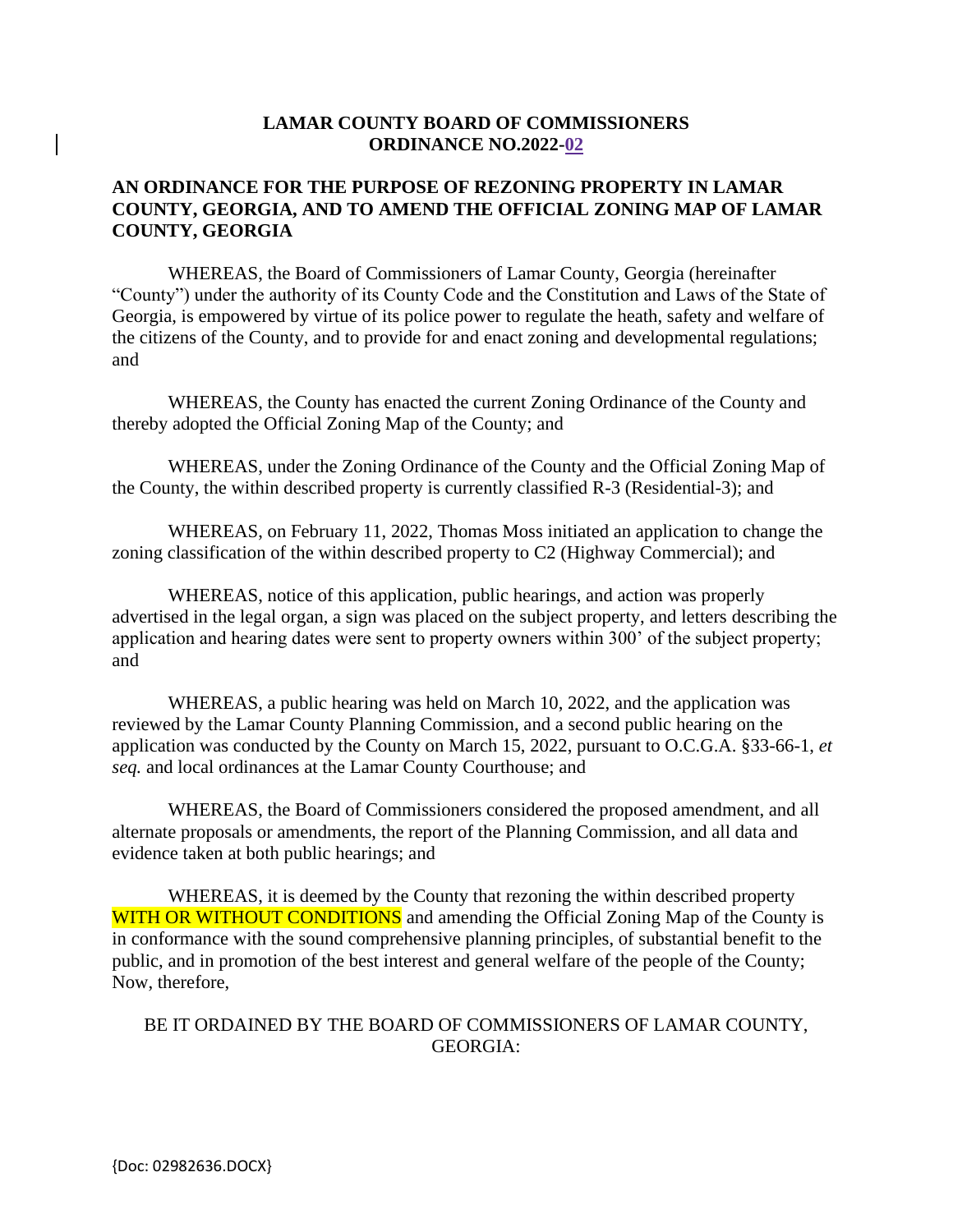**LAMAR COUNTY BOARD OF COMMISSIONERS**
**ORDINANCE NO.2022-02**

**AN ORDINANCE FOR THE PURPOSE OF REZONING PROPERTY IN LAMAR COUNTY, GEORGIA, AND TO AMEND THE OFFICIAL ZONING MAP OF LAMAR COUNTY, GEORGIA**

WHEREAS, the Board of Commissioners of Lamar County, Georgia (hereinafter "County") under the authority of its County Code and the Constitution and Laws of the State of Georgia, is empowered by virtue of its police power to regulate the heath, safety and welfare of the citizens of the County, and to provide for and enact zoning and developmental regulations; and

WHEREAS, the County has enacted the current Zoning Ordinance of the County and thereby adopted the Official Zoning Map of the County; and

WHEREAS, under the Zoning Ordinance of the County and the Official Zoning Map of the County, the within described property is currently classified R-3 (Residential-3); and

WHEREAS, on February 11, 2022, Thomas Moss initiated an application to change the zoning classification of the within described property to C2 (Highway Commercial); and

WHEREAS, notice of this application, public hearings, and action was properly advertised in the legal organ, a sign was placed on the subject property, and letters describing the application and hearing dates were sent to property owners within 300' of the subject property; and

WHEREAS, a public hearing was held on March 10, 2022, and the application was reviewed by the Lamar County Planning Commission, and a second public hearing on the application was conducted by the County on March 15, 2022, pursuant to O.C.G.A. §33-66-1, *et seq.* and local ordinances at the Lamar County Courthouse; and

WHEREAS, the Board of Commissioners considered the proposed amendment, and all alternate proposals or amendments, the report of the Planning Commission, and all data and evidence taken at both public hearings; and

WHEREAS, it is deemed by the County that rezoning the within described property WITH OR WITHOUT CONDITIONS and amending the Official Zoning Map of the County is in conformance with the sound comprehensive planning principles, of substantial benefit to the public, and in promotion of the best interest and general welfare of the people of the County; Now, therefore,

BE IT ORDAINED BY THE BOARD OF COMMISSIONERS OF LAMAR COUNTY, GEORGIA:

{Doc: 02982636.DOCX}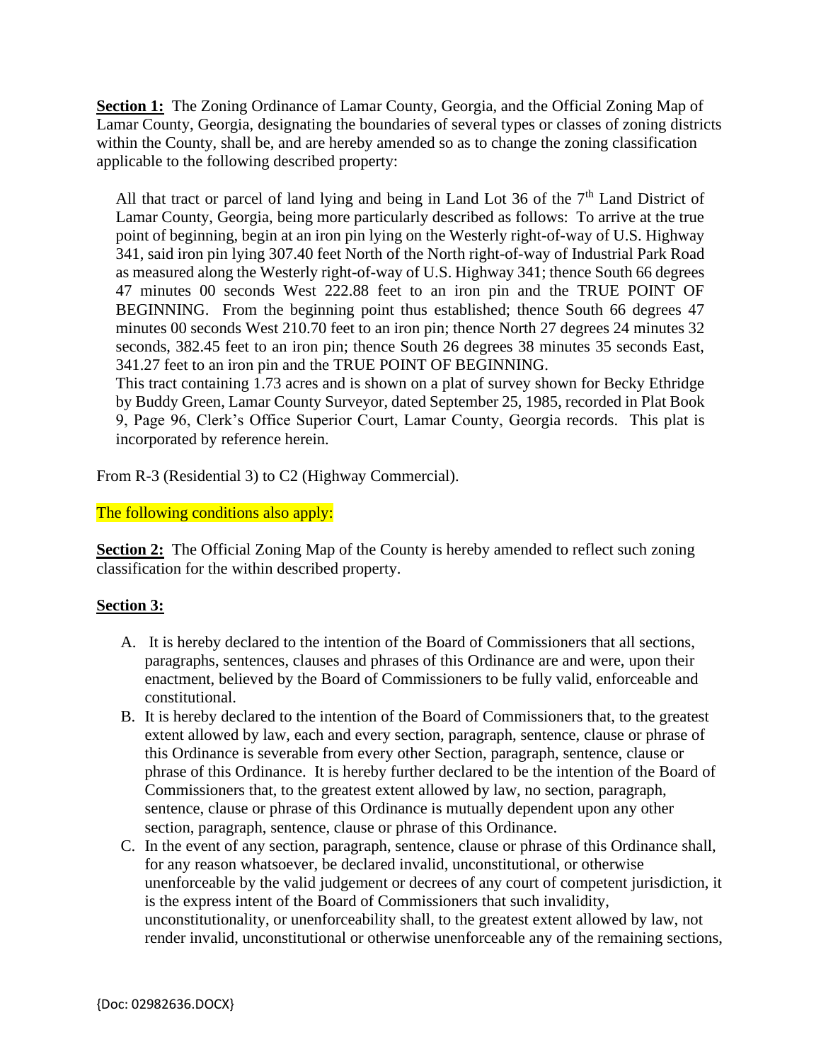**Section 1:** The Zoning Ordinance of Lamar County, Georgia, and the Official Zoning Map of Lamar County, Georgia, designating the boundaries of several types or classes of zoning districts within the County, shall be, and are hereby amended so as to change the zoning classification applicable to the following described property:

> All that tract or parcel of land lying and being in Land Lot 36 of the 7th Land District of Lamar County, Georgia, being more particularly described as follows: To arrive at the true point of beginning, begin at an iron pin lying on the Westerly right-of-way of U.S. Highway 341, said iron pin lying 307.40 feet North of the North right-of-way of Industrial Park Road as measured along the Westerly right-of-way of U.S. Highway 341; thence South 66 degrees 47 minutes 00 seconds West 222.88 feet to an iron pin and the TRUE POINT OF BEGINNING. From the beginning point thus established; thence South 66 degrees 47 minutes 00 seconds West 210.70 feet to an iron pin; thence North 27 degrees 24 minutes 32 seconds, 382.45 feet to an iron pin; thence South 26 degrees 38 minutes 35 seconds East, 341.27 feet to an iron pin and the TRUE POINT OF BEGINNING.
> This tract containing 1.73 acres and is shown on a plat of survey shown for Becky Ethridge by Buddy Green, Lamar County Surveyor, dated September 25, 1985, recorded in Plat Book 9, Page 96, Clerk's Office Superior Court, Lamar County, Georgia records. This plat is incorporated by reference herein.

From R-3 (Residential 3) to C2 (Highway Commercial).

The following conditions also apply:

**Section 2:** The Official Zoning Map of the County is hereby amended to reflect such zoning classification for the within described property.

**Section 3:**

A. It is hereby declared to the intention of the Board of Commissioners that all sections, paragraphs, sentences, clauses and phrases of this Ordinance are and were, upon their enactment, believed by the Board of Commissioners to be fully valid, enforceable and constitutional.
B. It is hereby declared to the intention of the Board of Commissioners that, to the greatest extent allowed by law, each and every section, paragraph, sentence, clause or phrase of this Ordinance is severable from every other Section, paragraph, sentence, clause or phrase of this Ordinance. It is hereby further declared to be the intention of the Board of Commissioners that, to the greatest extent allowed by law, no section, paragraph, sentence, clause or phrase of this Ordinance is mutually dependent upon any other section, paragraph, sentence, clause or phrase of this Ordinance.
C. In the event of any section, paragraph, sentence, clause or phrase of this Ordinance shall, for any reason whatsoever, be declared invalid, unconstitutional, or otherwise unenforceable by the valid judgement or decrees of any court of competent jurisdiction, it is the express intent of the Board of Commissioners that such invalidity, unconstitutionality, or unenforceability shall, to the greatest extent allowed by law, not render invalid, unconstitutional or otherwise unenforceable any of the remaining sections,

{Doc: 02982636.DOCX}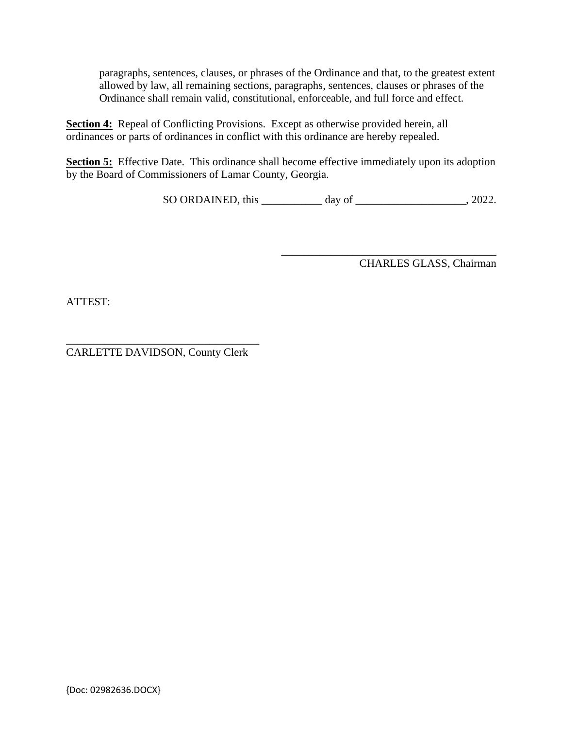paragraphs, sentences, clauses, or phrases of the Ordinance and that, to the greatest extent allowed by law, all remaining sections, paragraphs, sentences, clauses or phrases of the Ordinance shall remain valid, constitutional, enforceable, and full force and effect.

**Section 4:** Repeal of Conflicting Provisions. Except as otherwise provided herein, all ordinances or parts of ordinances in conflict with this ordinance are hereby repealed.

**Section 5:** Effective Date. This ordinance shall become effective immediately upon its adoption by the Board of Commissioners of Lamar County, Georgia.

SO ORDAINED, this ___________ day of ____________________, 2022.

_________________________________________
CHARLES GLASS, Chairman

ATTEST:

____________________________________
CARLETTE DAVIDSON, County Clerk

{Doc: 02982636.DOCX}